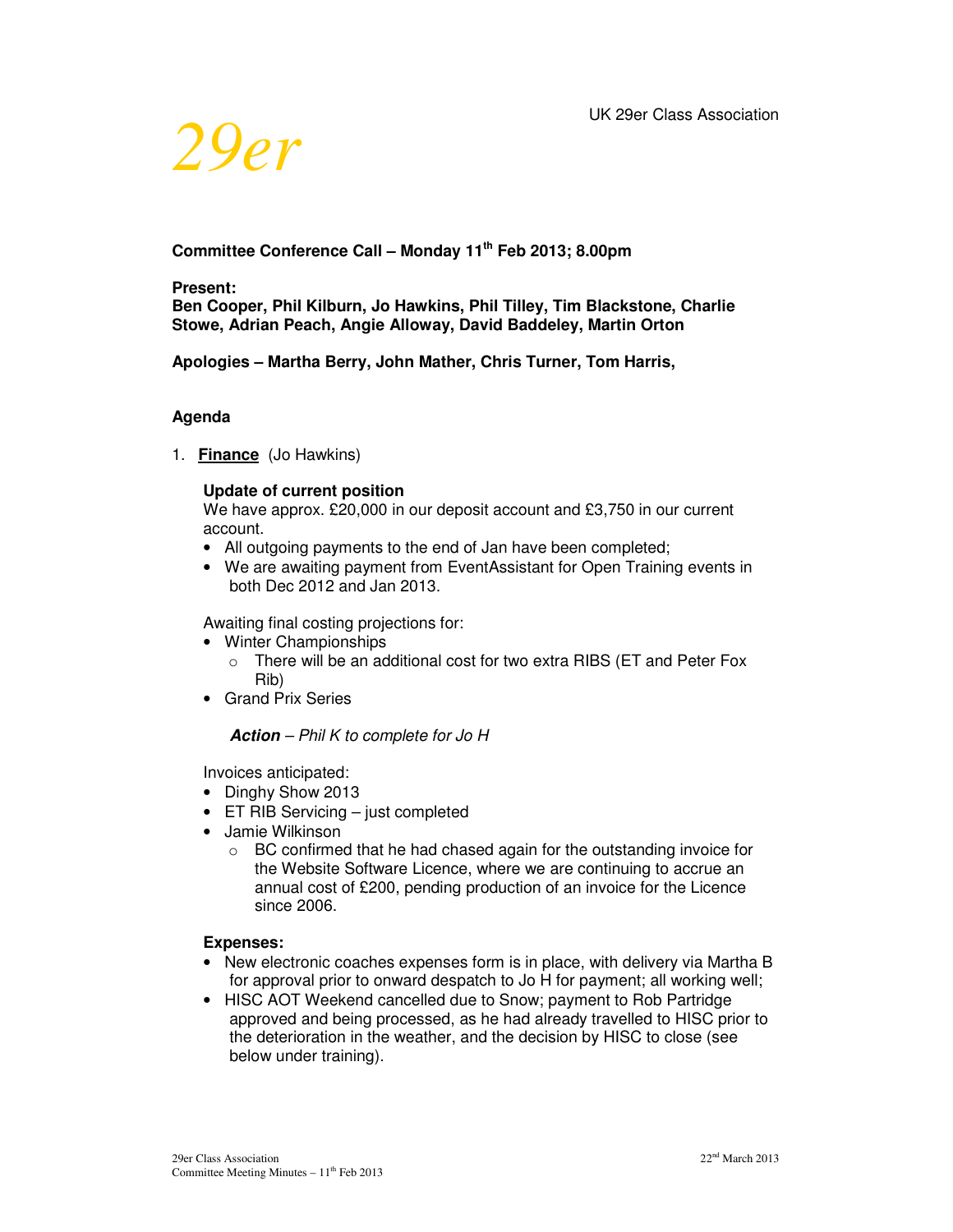29er

UK 29er Class Association

**Committee Conference Call – Monday 11th Feb 2013; 8.00pm**

**Present:**
**Ben Cooper, Phil Kilburn, Jo Hawkins, Phil Tilley, Tim Blackstone, Charlie Stowe, Adrian Peach, Angie Alloway, David Baddeley, Martin Orton**

**Apologies – Martha Berry, John Mather, Chris Turner, Tom Harris,**

**Agenda**

1. **Finance** (Jo Hawkins)

   **Update of current position**
   We have approx. £20,000 in our deposit account and £3,750 in our current account.
   - All outgoing payments to the end of Jan have been completed;
   - We are awaiting payment from EventAssistant for Open Training events in both Dec 2012 and Jan 2013.

   Awaiting final costing projections for:
   - Winter Championships
     - There will be an additional cost for two extra RIBS (ET and Peter Fox Rib)
   - Grand Prix Series

     ***Action** – Phil K to complete for Jo H*

   Invoices anticipated:
   - Dinghy Show 2013
   - ET RIB Servicing – just completed
   - Jamie Wilkinson
     - BC confirmed that he had chased again for the outstanding invoice for the Website Software Licence, where we are continuing to accrue an annual cost of £200, pending production of an invoice for the Licence since 2006.

   **Expenses:**
   - New electronic coaches expenses form is in place, with delivery via Martha B for approval prior to onward despatch to Jo H for payment; all working well;
   - HISC AOT Weekend cancelled due to Snow; payment to Rob Partridge approved and being processed, as he had already travelled to HISC prior to the deterioration in the weather, and the decision by HISC to close (see below under training).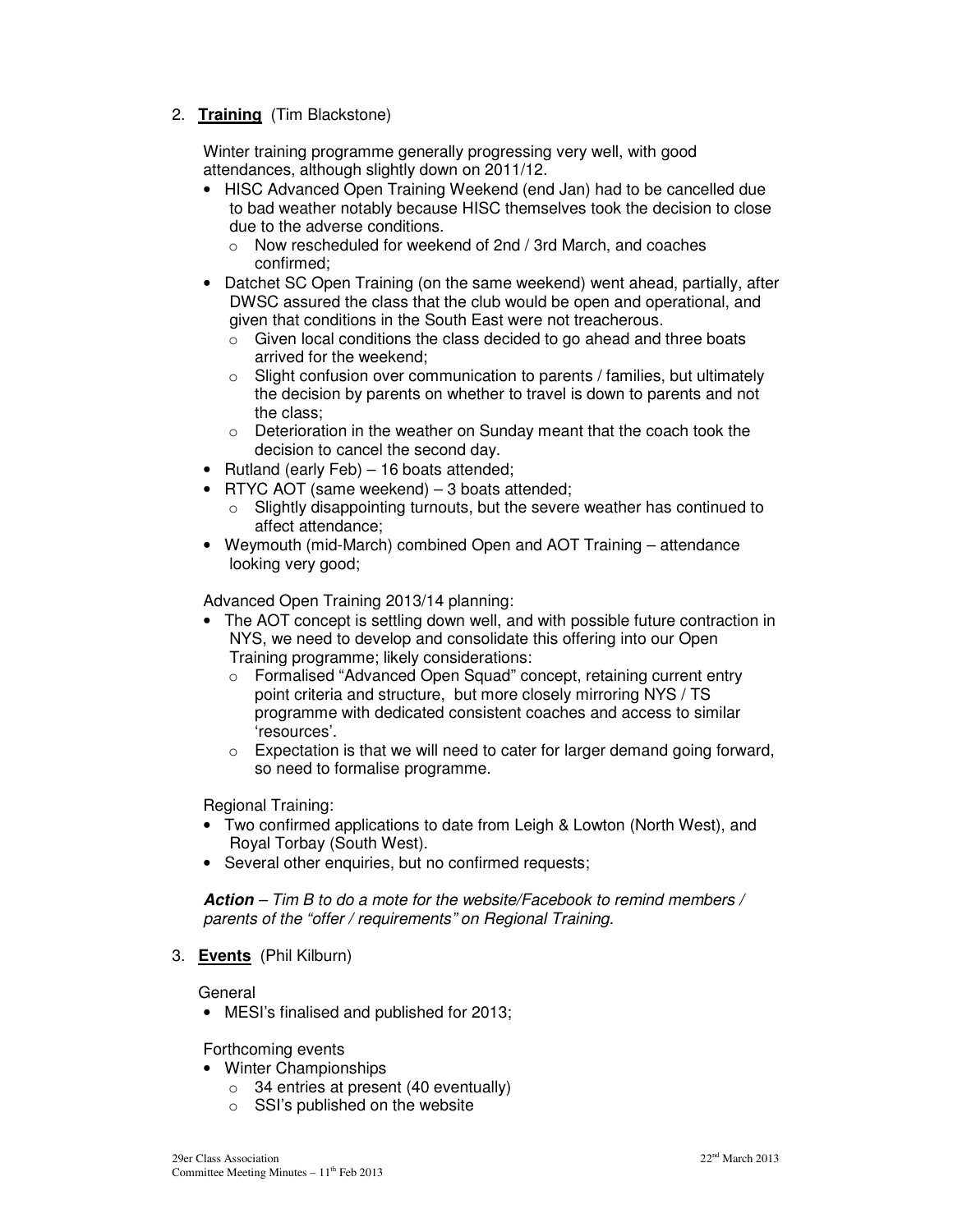2. **Training** (Tim Blackstone)

   Winter training programme generally progressing very well, with good attendances, although slightly down on 2011/12.

   - HISC Advanced Open Training Weekend (end Jan) had to be cancelled due to bad weather notably because HISC themselves took the decision to close due to the adverse conditions.
     - Now rescheduled for weekend of 2nd / 3rd March, and coaches confirmed;
   - Datchet SC Open Training (on the same weekend) went ahead, partially, after DWSC assured the class that the club would be open and operational, and given that conditions in the South East were not treacherous.
     - Given local conditions the class decided to go ahead and three boats arrived for the weekend;
     - Slight confusion over communication to parents / families, but ultimately the decision by parents on whether to travel is down to parents and not the class;
     - Deterioration in the weather on Sunday meant that the coach took the decision to cancel the second day.
   - Rutland (early Feb) – 16 boats attended;
   - RTYC AOT (same weekend) – 3 boats attended;
     - Slightly disappointing turnouts, but the severe weather has continued to affect attendance;
   - Weymouth (mid-March) combined Open and AOT Training – attendance looking very good;

   Advanced Open Training 2013/14 planning:

   - The AOT concept is settling down well, and with possible future contraction in NYS, we need to develop and consolidate this offering into our Open Training programme; likely considerations:
     - Formalised "Advanced Open Squad" concept, retaining current entry point criteria and structure, but more closely mirroring NYS / TS programme with dedicated consistent coaches and access to similar 'resources'.
     - Expectation is that we will need to cater for larger demand going forward, so need to formalise programme.

   Regional Training:

   - Two confirmed applications to date from Leigh & Lowton (North West), and Royal Torbay (South West).
   - Several other enquiries, but no confirmed requests;

   ***Action*** *– Tim B to do a mote for the website/Facebook to remind members / parents of the "offer / requirements" on Regional Training.*

3. **Events** (Phil Kilburn)

   General

   - MESI's finalised and published for 2013;

   Forthcoming events

   - Winter Championships
     - 34 entries at present (40 eventually)
     - SSI's published on the website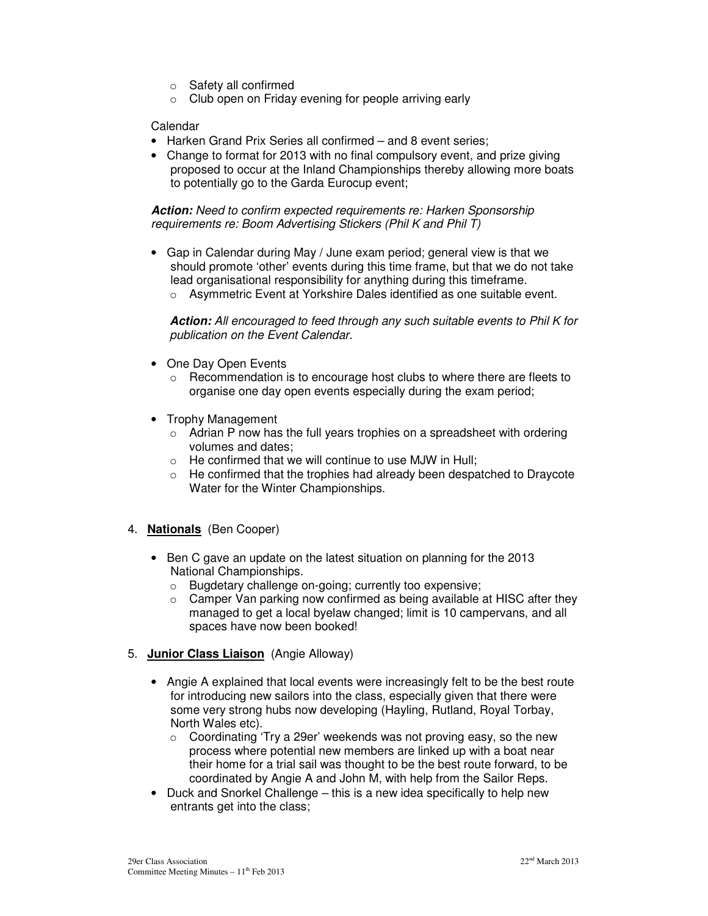- Safety all confirmed
- Club open on Friday evening for people arriving early

Calendar

- Harken Grand Prix Series all confirmed – and 8 event series;
- Change to format for 2013 with no final compulsory event, and prize giving proposed to occur at the Inland Championships thereby allowing more boats to potentially go to the Garda Eurocup event;

***Action:*** *Need to confirm expected requirements re: Harken Sponsorship requirements re: Boom Advertising Stickers (Phil K and Phil T)*

- Gap in Calendar during May / June exam period; general view is that we should promote 'other' events during this time frame, but that we do not take lead organisational responsibility for anything during this timeframe.
  - Asymmetric Event at Yorkshire Dales identified as one suitable event.

  ***Action:*** *All encouraged to feed through any such suitable events to Phil K for publication on the Event Calendar.*

- One Day Open Events
  - Recommendation is to encourage host clubs to where there are fleets to organise one day open events especially during the exam period;

- Trophy Management
  - Adrian P now has the full years trophies on a spreadsheet with ordering volumes and dates;
  - He confirmed that we will continue to use MJW in Hull;
  - He confirmed that the trophies had already been despatched to Draycote Water for the Winter Championships.

4. **<u>Nationals</u>** (Ben Cooper)

- Ben C gave an update on the latest situation on planning for the 2013 National Championships.
  - Bugdetary challenge on-going; currently too expensive;
  - Camper Van parking now confirmed as being available at HISC after they managed to get a local byelaw changed; limit is 10 campervans, and all spaces have now been booked!

5. **<u>Junior Class Liaison</u>** (Angie Alloway)

- Angie A explained that local events were increasingly felt to be the best route for introducing new sailors into the class, especially given that there were some very strong hubs now developing (Hayling, Rutland, Royal Torbay, North Wales etc).
  - Coordinating 'Try a 29er' weekends was not proving easy, so the new process where potential new members are linked up with a boat near their home for a trial sail was thought to be the best route forward, to be coordinated by Angie A and John M, with help from the Sailor Reps.
- Duck and Snorkel Challenge – this is a new idea specifically to help new entrants get into the class;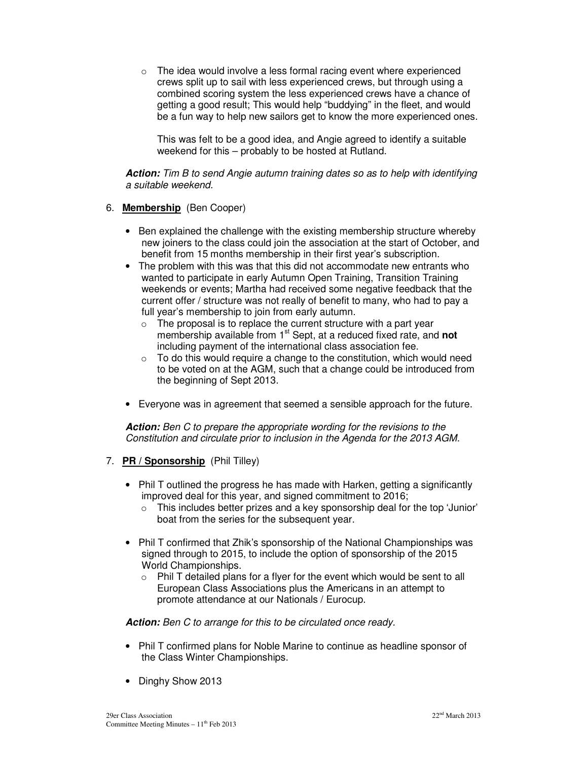- The idea would involve a less formal racing event where experienced crews split up to sail with less experienced crews, but through using a combined scoring system the less experienced crews have a chance of getting a good result; This would help "buddying" in the fleet, and would be a fun way to help new sailors get to know the more experienced ones.

  This was felt to be a good idea, and Angie agreed to identify a suitable weekend for this – probably to be hosted at Rutland.

***Action:*** *Tim B to send Angie autumn training dates so as to help with identifying a suitable weekend.*

6. **Membership** (Ben Cooper)

- Ben explained the challenge with the existing membership structure whereby new joiners to the class could join the association at the start of October, and benefit from 15 months membership in their first year's subscription.
- The problem with this was that this did not accommodate new entrants who wanted to participate in early Autumn Open Training, Transition Training weekends or events; Martha had received some negative feedback that the current offer / structure was not really of benefit to many, who had to pay a full year's membership to join from early autumn.
  - The proposal is to replace the current structure with a part year membership available from 1st Sept, at a reduced fixed rate, and **not** including payment of the international class association fee.
  - To do this would require a change to the constitution, which would need to be voted on at the AGM, such that a change could be introduced from the beginning of Sept 2013.
- Everyone was in agreement that seemed a sensible approach for the future.

***Action:*** *Ben C to prepare the appropriate wording for the revisions to the Constitution and circulate prior to inclusion in the Agenda for the 2013 AGM.*

7. **PR / Sponsorship** (Phil Tilley)

- Phil T outlined the progress he has made with Harken, getting a significantly improved deal for this year, and signed commitment to 2016;
  - This includes better prizes and a key sponsorship deal for the top 'Junior' boat from the series for the subsequent year.
- Phil T confirmed that Zhik's sponsorship of the National Championships was signed through to 2015, to include the option of sponsorship of the 2015 World Championships.
  - Phil T detailed plans for a flyer for the event which would be sent to all European Class Associations plus the Americans in an attempt to promote attendance at our Nationals / Eurocup.

***Action:*** *Ben C to arrange for this to be circulated once ready.*

- Phil T confirmed plans for Noble Marine to continue as headline sponsor of the Class Winter Championships.
- Dinghy Show 2013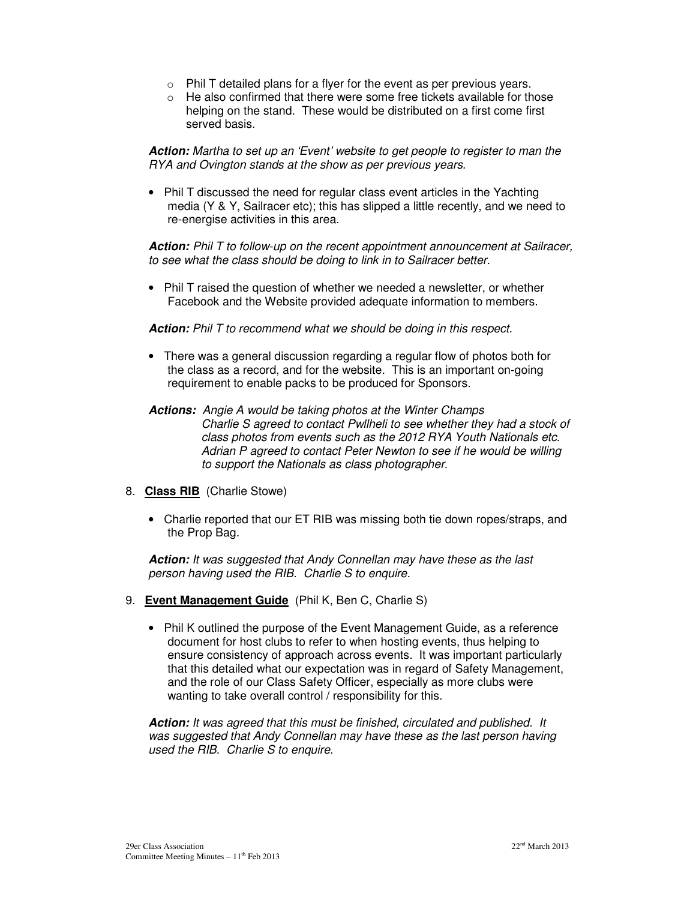- Phil T detailed plans for a flyer for the event as per previous years.
- He also confirmed that there were some free tickets available for those helping on the stand. These would be distributed on a first come first served basis.

***Action:*** *Martha to set up an 'Event' website to get people to register to man the RYA and Ovington stands at the show as per previous years.*

- Phil T discussed the need for regular class event articles in the Yachting media (Y & Y, Sailracer etc); this has slipped a little recently, and we need to re-energise activities in this area.

***Action:*** *Phil T to follow-up on the recent appointment announcement at Sailracer, to see what the class should be doing to link in to Sailracer better.*

- Phil T raised the question of whether we needed a newsletter, or whether Facebook and the Website provided adequate information to members.

***Action:*** *Phil T to recommend what we should be doing in this respect.*

- There was a general discussion regarding a regular flow of photos both for the class as a record, and for the website. This is an important on-going requirement to enable packs to be produced for Sponsors.

***Actions:*** *Angie A would be taking photos at the Winter Champs*
*Charlie S agreed to contact Pwllheli to see whether they had a stock of class photos from events such as the 2012 RYA Youth Nationals etc.*
*Adrian P agreed to contact Peter Newton to see if he would be willing to support the Nationals as class photographer.*

8. **Class RIB** (Charlie Stowe)

- Charlie reported that our ET RIB was missing both tie down ropes/straps, and the Prop Bag.

***Action:*** *It was suggested that Andy Connellan may have these as the last person having used the RIB. Charlie S to enquire.*

9. **Event Management Guide** (Phil K, Ben C, Charlie S)

- Phil K outlined the purpose of the Event Management Guide, as a reference document for host clubs to refer to when hosting events, thus helping to ensure consistency of approach across events. It was important particularly that this detailed what our expectation was in regard of Safety Management, and the role of our Class Safety Officer, especially as more clubs were wanting to take overall control / responsibility for this.

***Action:*** *It was agreed that this must be finished, circulated and published. It was suggested that Andy Connellan may have these as the last person having used the RIB. Charlie S to enquire.*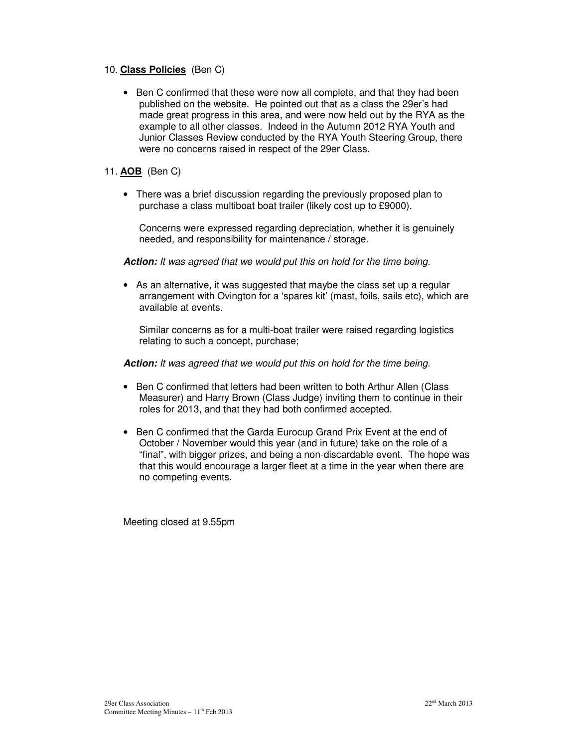10. **Class Policies** (Ben C)

- Ben C confirmed that these were now all complete, and that they had been published on the website. He pointed out that as a class the 29er's had made great progress in this area, and were now held out by the RYA as the example to all other classes. Indeed in the Autumn 2012 RYA Youth and Junior Classes Review conducted by the RYA Youth Steering Group, there were no concerns raised in respect of the 29er Class.

11. **AOB** (Ben C)

- There was a brief discussion regarding the previously proposed plan to purchase a class multiboat boat trailer (likely cost up to £9000).

  Concerns were expressed regarding depreciation, whether it is genuinely needed, and responsibility for maintenance / storage.

***Action:*** *It was agreed that we would put this on hold for the time being.*

- As an alternative, it was suggested that maybe the class set up a regular arrangement with Ovington for a 'spares kit' (mast, foils, sails etc), which are available at events.

  Similar concerns as for a multi-boat trailer were raised regarding logistics relating to such a concept, purchase;

***Action:*** *It was agreed that we would put this on hold for the time being.*

- Ben C confirmed that letters had been written to both Arthur Allen (Class Measurer) and Harry Brown (Class Judge) inviting them to continue in their roles for 2013, and that they had both confirmed accepted.

- Ben C confirmed that the Garda Eurocup Grand Prix Event at the end of October / November would this year (and in future) take on the role of a "final", with bigger prizes, and being a non-discardable event. The hope was that this would encourage a larger fleet at a time in the year when there are no competing events.

Meeting closed at 9.55pm